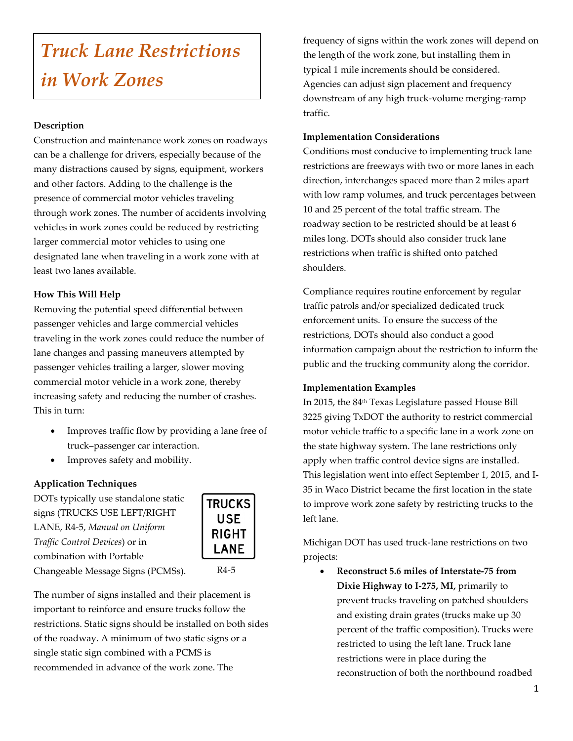# Truck Lane Restrictions in Work Zones

### Description

Construction and maintenance work zones on roadways can be a challenge for drivers, especially because of the many distractions caused by signs, equipment, workers and other factors. Adding to the challenge is the presence of commercial motor vehicles traveling through work zones. The number of accidents involving vehicles in work zones could be reduced by restricting larger commercial motor vehicles to using one designated lane when traveling in a work zone with at least two lanes available.

### How This Will Help

Removing the potential speed differential between passenger vehicles and large commercial vehicles traveling in the work zones could reduce the number of lane changes and passing maneuvers attempted by passenger vehicles trailing a larger, slower moving commercial motor vehicle in a work zone, thereby increasing safety and reducing the number of crashes. This in turn:

- Improves traffic flow by providing a lane free of truck–passenger car interaction.
- Improves safety and mobility.

### Application Techniques

DOTs typically use standalone static signs (TRUCKS USE LEFT/RIGHT LANE, R4-5, *Manual on Uniform Traffic Control Devices*) or in combination with Portable Changeable Message Signs (PCMSs).

TRUCKS USE RIGHT LANE

R4-5

The number of signs installed and their placement is important to reinforce and ensure trucks follow the restrictions. Static signs should be installed on both sides of the roadway. A minimum of two static signs or a single static sign combined with a PCMS is recommended in advance of the work zone. The frequency of signs within the work zones will depend on the length of the work zone, but installing them in typical 1 mile increments should be considered. Agencies can adjust sign placement and frequency downstream of any high truck-volume merging-ramp traffic.

### Implementation Considerations

Conditions most conducive to implementing truck lane restrictions are freeways with two or more lanes in each direction, interchanges spaced more than 2 miles apart with low ramp volumes, and truck percentages between 10 and 25 percent of the total traffic stream. The roadway section to be restricted should be at least 6 miles long. DOTs should also consider truck lane restrictions when traffic is shifted onto patched shoulders.

Compliance requires routine enforcement by regular traffic patrols and/or specialized dedicated truck enforcement units. To ensure the success of the restrictions, DOTs should also conduct a good information campaign about the restriction to inform the public and the trucking community along the corridor.

### Implementation Examples

In 2015, the 84th Texas Legislature passed House Bill 3225 giving TxDOT the authority to restrict commercial motor vehicle traffic to a specific lane in a work zone on the state highway system. The lane restrictions only apply when traffic control device signs are installed. This legislation went into effect September 1, 2015, and I-35 in Waco District became the first location in the state to improve work zone safety by restricting trucks to the left lane.

Michigan DOT has used truck-lane restrictions on two projects:

- **Reconstruct 5.6 miles of Interstate-75 from Dixie Highway to I-275, MI,** primarily to prevent trucks traveling on patched shoulders and existing drain grates (trucks make up 30 percent of the traffic composition). Trucks were restricted to using the left lane. Truck lane restrictions were in place during the reconstruction of both the northbound roadbed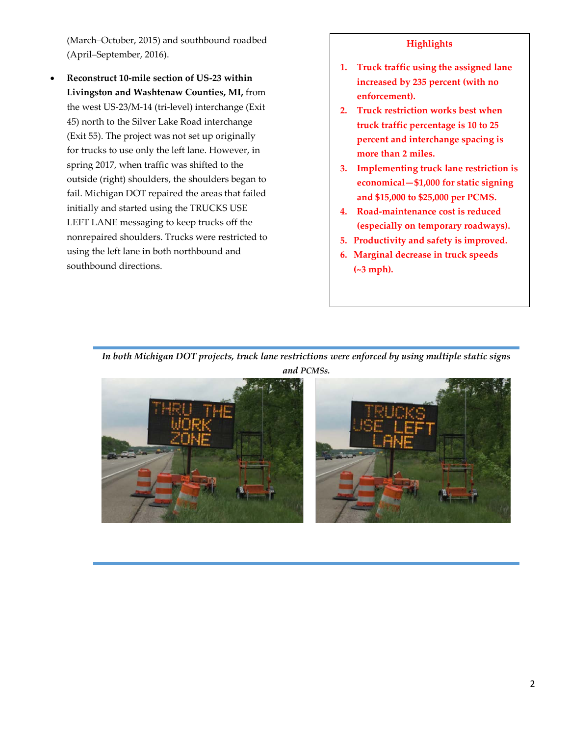(March–October, 2015) and southbound roadbed (April–September, 2016).

- **Reconstruct 10-mile section of US-23 within Livingston and Washtenaw Counties, MI,** from the west US-23/M-14 (tri-level) interchange (Exit 45) north to the Silver Lake Road interchange (Exit 55). The project was not set up originally for trucks to use only the left lane. However, in spring 2017, when traffic was shifted to the outside (right) shoulders, the shoulders began to fail. Michigan DOT repaired the areas that failed initially and started using the TRUCKS USE LEFT LANE messaging to keep trucks off the nonrepaired shoulders. Trucks were restricted to using the left lane in both northbound and southbound directions.

**Highlights**

1. **Truck traffic using the assigned lane increased by 235 percent (with no enforcement).**
2. **Truck restriction works best when truck traffic percentage is 10 to 25 percent and interchange spacing is more than 2 miles.**
3. **Implementing truck lane restriction is economical—$1,000 for static signing and $15,000 to $25,000 per PCMS.**
4. **Road-maintenance cost is reduced (especially on temporary roadways).**
5. **Productivity and safety is improved.**
6. **Marginal decrease in truck speeds (~3 mph).**

***In both Michigan DOT projects, truck lane restrictions were enforced by using multiple static signs and PCMSs.***